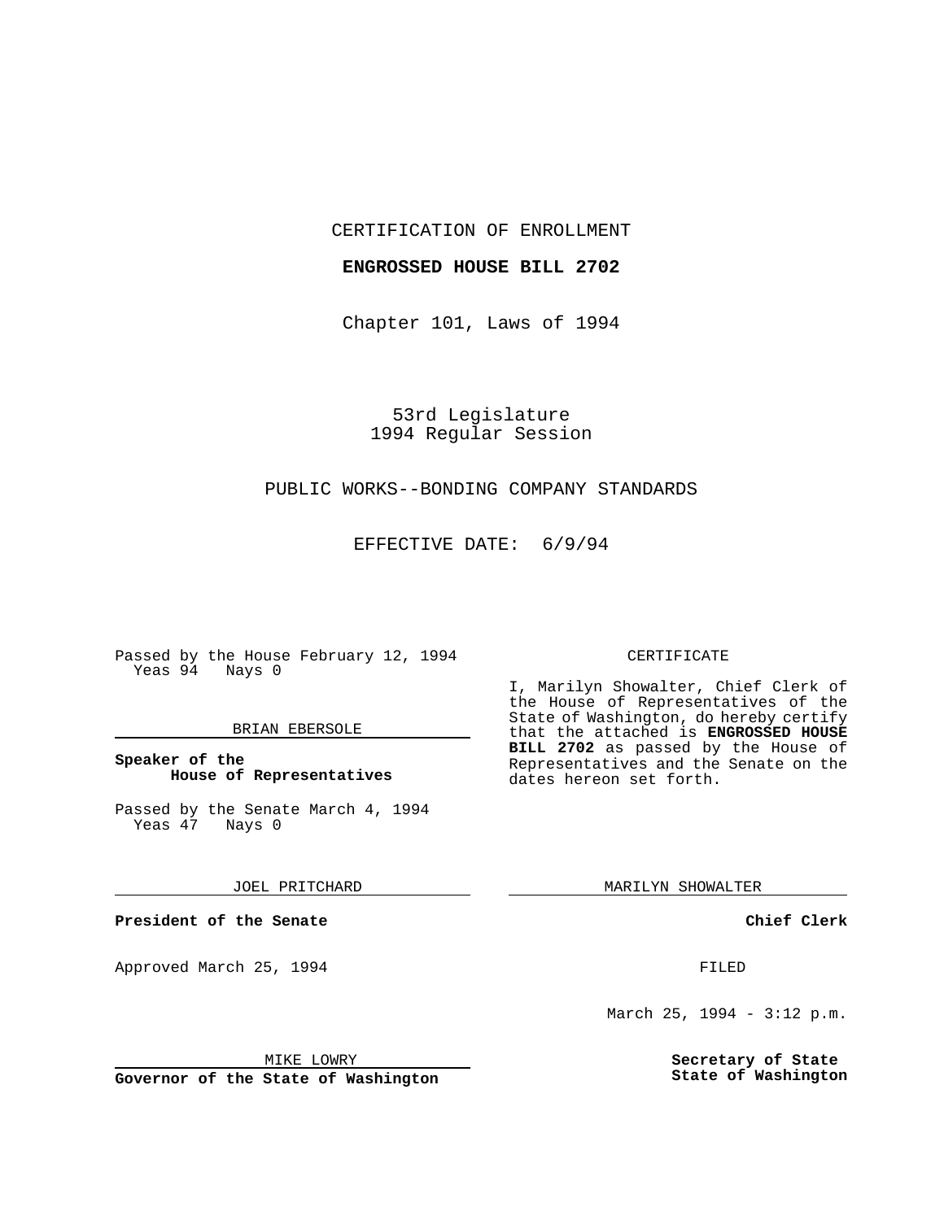CERTIFICATION OF ENROLLMENT

**ENGROSSED HOUSE BILL 2702**

Chapter 101, Laws of 1994

53rd Legislature
1994 Regular Session

PUBLIC WORKS--BONDING COMPANY STANDARDS

EFFECTIVE DATE: 6/9/94

Passed by the House February 12, 1994
Yeas 94 Nays 0

BRIAN EBERSOLE

**Speaker of the House of Representatives**

Passed by the Senate March 4, 1994
Yeas 47 Nays 0

JOEL PRITCHARD

**President of the Senate**

Approved March 25, 1994

MIKE LOWRY

**Governor of the State of Washington**

CERTIFICATE

I, Marilyn Showalter, Chief Clerk of the House of Representatives of the State of Washington, do hereby certify that the attached is **ENGROSSED HOUSE BILL 2702** as passed by the House of Representatives and the Senate on the dates hereon set forth.

MARILYN SHOWALTER

**Chief Clerk**

FILED

March 25, 1994 - 3:12 p.m.

**Secretary of State**
**State of Washington**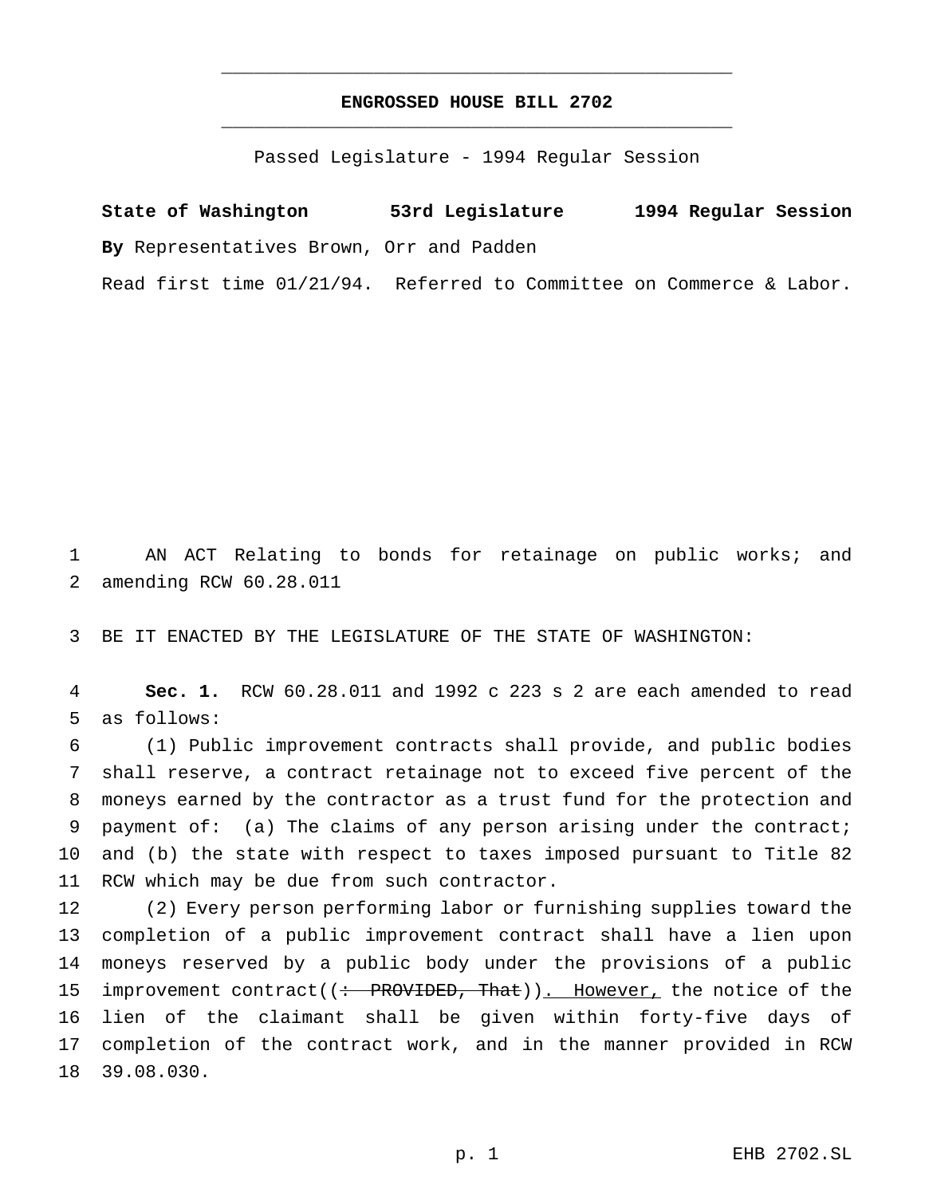# ENGROSSED HOUSE BILL 2702

Passed Legislature - 1994 Regular Session

**State of Washington 53rd Legislature 1994 Regular Session**

**By** Representatives Brown, Orr and Padden

Read first time 01/21/94. Referred to Committee on Commerce & Labor.

AN ACT Relating to bonds for retainage on public works; and amending RCW 60.28.011

BE IT ENACTED BY THE LEGISLATURE OF THE STATE OF WASHINGTON:

**Sec. 1.** RCW 60.28.011 and 1992 c 223 s 2 are each amended to read as follows:

(1) Public improvement contracts shall provide, and public bodies shall reserve, a contract retainage not to exceed five percent of the moneys earned by the contractor as a trust fund for the protection and payment of: (a) The claims of any person arising under the contract; and (b) the state with respect to taxes imposed pursuant to Title 82 RCW which may be due from such contractor.

(2) Every person performing labor or furnishing supplies toward the completion of a public improvement contract shall have a lien upon moneys reserved by a public body under the provisions of a public improvement contract((~~: PROVIDED, That~~)). <u>However,</u> the notice of the lien of the claimant shall be given within forty-five days of completion of the contract work, and in the manner provided in RCW 39.08.030.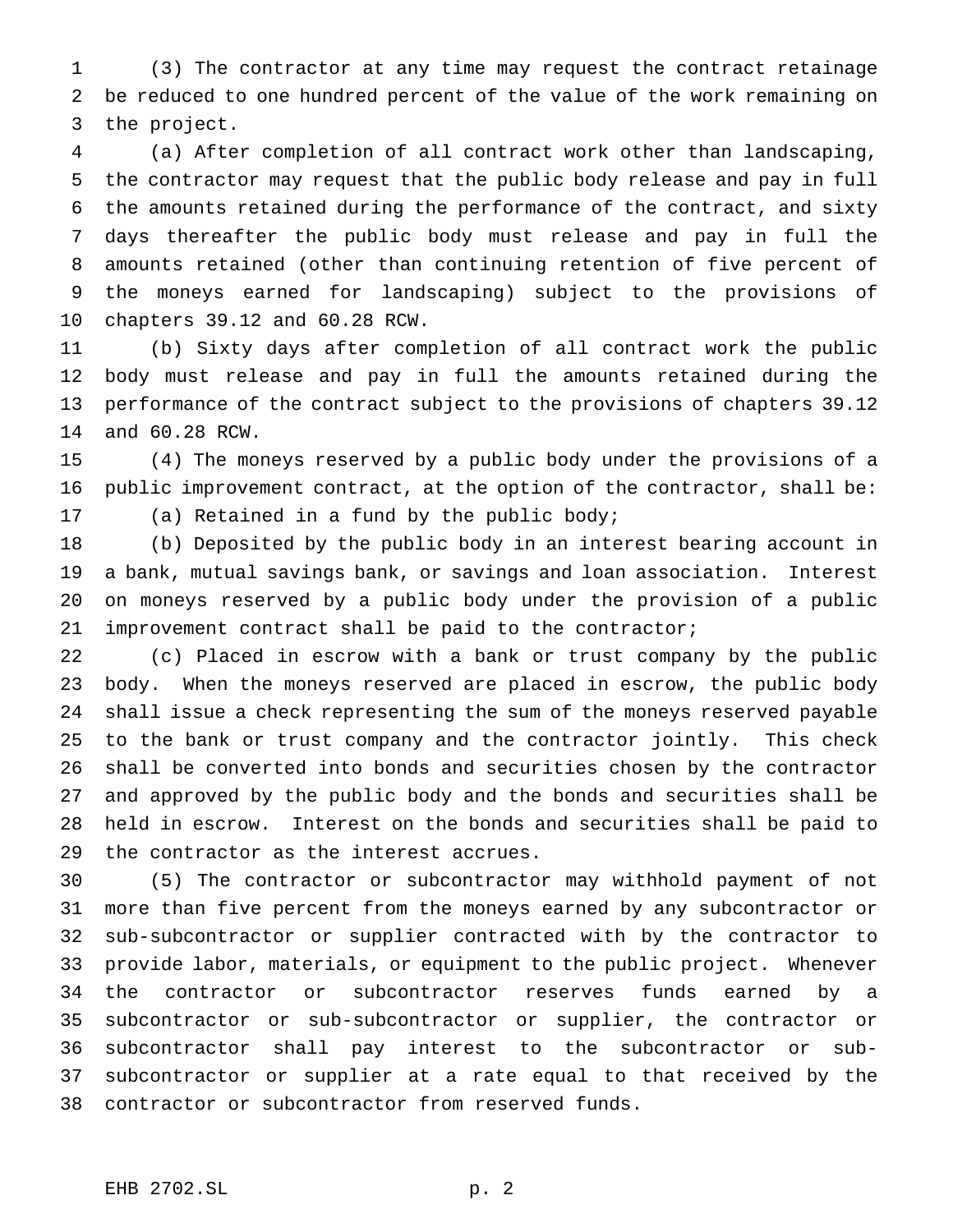(3) The contractor at any time may request the contract retainage be reduced to one hundred percent of the value of the work remaining on the project.

(a) After completion of all contract work other than landscaping, the contractor may request that the public body release and pay in full the amounts retained during the performance of the contract, and sixty days thereafter the public body must release and pay in full the amounts retained (other than continuing retention of five percent of the moneys earned for landscaping) subject to the provisions of chapters 39.12 and 60.28 RCW.

(b) Sixty days after completion of all contract work the public body must release and pay in full the amounts retained during the performance of the contract subject to the provisions of chapters 39.12 and 60.28 RCW.

(4) The moneys reserved by a public body under the provisions of a public improvement contract, at the option of the contractor, shall be:

(a) Retained in a fund by the public body;

(b) Deposited by the public body in an interest bearing account in a bank, mutual savings bank, or savings and loan association. Interest on moneys reserved by a public body under the provision of a public improvement contract shall be paid to the contractor;

(c) Placed in escrow with a bank or trust company by the public body. When the moneys reserved are placed in escrow, the public body shall issue a check representing the sum of the moneys reserved payable to the bank or trust company and the contractor jointly. This check shall be converted into bonds and securities chosen by the contractor and approved by the public body and the bonds and securities shall be held in escrow. Interest on the bonds and securities shall be paid to the contractor as the interest accrues.

(5) The contractor or subcontractor may withhold payment of not more than five percent from the moneys earned by any subcontractor or sub-subcontractor or supplier contracted with by the contractor to provide labor, materials, or equipment to the public project. Whenever the contractor or subcontractor reserves funds earned by a subcontractor or sub-subcontractor or supplier, the contractor or subcontractor shall pay interest to the subcontractor or sub-subcontractor or supplier at a rate equal to that received by the contractor or subcontractor from reserved funds.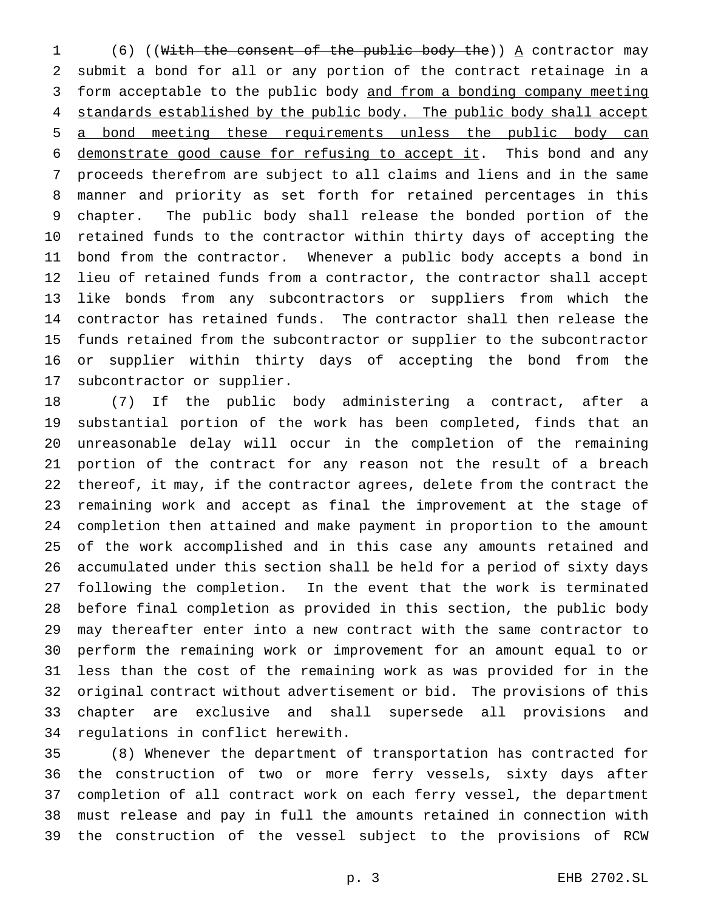(6) ((~~With the consent of the public body the~~)) <u>A</u> contractor may submit a bond for all or any portion of the contract retainage in a form acceptable to the public body <u>and from a bonding company meeting standards established by the public body. The public body shall accept a bond meeting these requirements unless the public body can demonstrate good cause for refusing to accept it</u>. This bond and any proceeds therefrom are subject to all claims and liens and in the same manner and priority as set forth for retained percentages in this chapter. The public body shall release the bonded portion of the retained funds to the contractor within thirty days of accepting the bond from the contractor. Whenever a public body accepts a bond in lieu of retained funds from a contractor, the contractor shall accept like bonds from any subcontractors or suppliers from which the contractor has retained funds. The contractor shall then release the funds retained from the subcontractor or supplier to the subcontractor or supplier within thirty days of accepting the bond from the subcontractor or supplier.

(7) If the public body administering a contract, after a substantial portion of the work has been completed, finds that an unreasonable delay will occur in the completion of the remaining portion of the contract for any reason not the result of a breach thereof, it may, if the contractor agrees, delete from the contract the remaining work and accept as final the improvement at the stage of completion then attained and make payment in proportion to the amount of the work accomplished and in this case any amounts retained and accumulated under this section shall be held for a period of sixty days following the completion. In the event that the work is terminated before final completion as provided in this section, the public body may thereafter enter into a new contract with the same contractor to perform the remaining work or improvement for an amount equal to or less than the cost of the remaining work as was provided for in the original contract without advertisement or bid. The provisions of this chapter are exclusive and shall supersede all provisions and regulations in conflict herewith.

(8) Whenever the department of transportation has contracted for the construction of two or more ferry vessels, sixty days after completion of all contract work on each ferry vessel, the department must release and pay in full the amounts retained in connection with the construction of the vessel subject to the provisions of RCW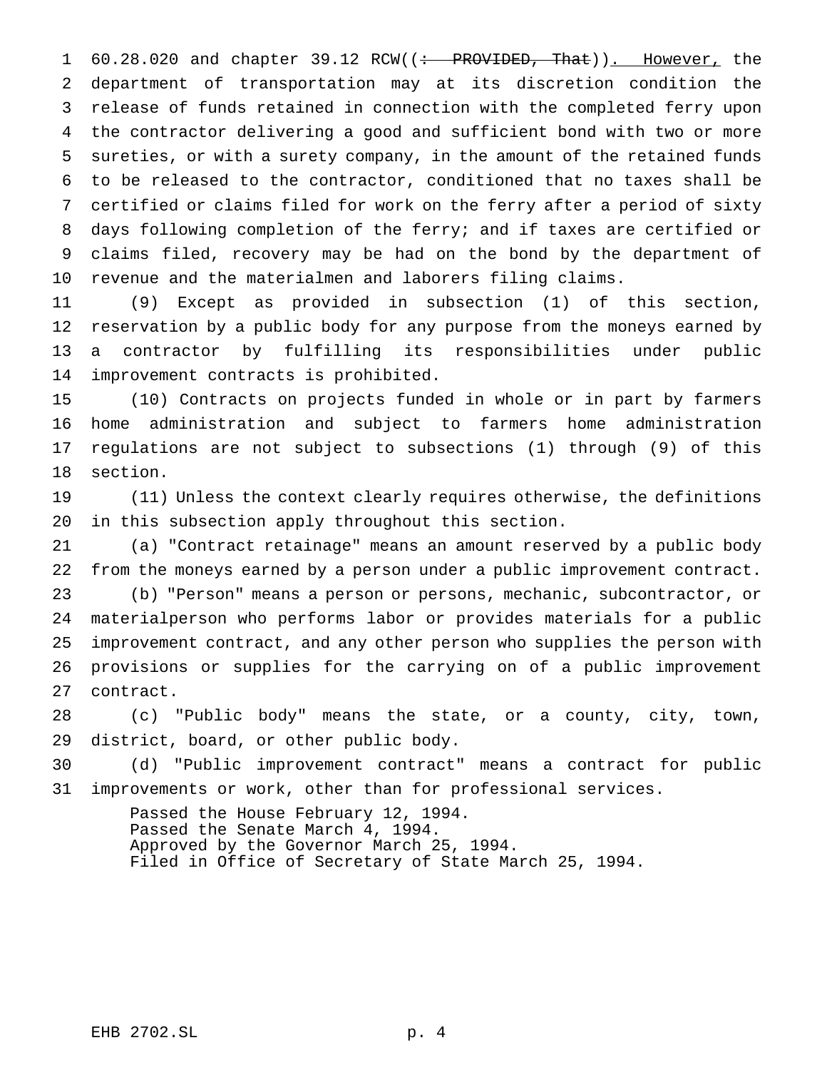60.28.020 and chapter 39.12 RCW((~~: PROVIDED, That~~)). However, the department of transportation may at its discretion condition the release of funds retained in connection with the completed ferry upon the contractor delivering a good and sufficient bond with two or more sureties, or with a surety company, in the amount of the retained funds to be released to the contractor, conditioned that no taxes shall be certified or claims filed for work on the ferry after a period of sixty days following completion of the ferry; and if taxes are certified or claims filed, recovery may be had on the bond by the department of revenue and the materialmen and laborers filing claims.

(9) Except as provided in subsection (1) of this section, reservation by a public body for any purpose from the moneys earned by a contractor by fulfilling its responsibilities under public improvement contracts is prohibited.

(10) Contracts on projects funded in whole or in part by farmers home administration and subject to farmers home administration regulations are not subject to subsections (1) through (9) of this section.

(11) Unless the context clearly requires otherwise, the definitions in this subsection apply throughout this section.

(a) "Contract retainage" means an amount reserved by a public body from the moneys earned by a person under a public improvement contract.

(b) "Person" means a person or persons, mechanic, subcontractor, or materialperson who performs labor or provides materials for a public improvement contract, and any other person who supplies the person with provisions or supplies for the carrying on of a public improvement contract.

(c) "Public body" means the state, or a county, city, town, district, board, or other public body.

(d) "Public improvement contract" means a contract for public improvements or work, other than for professional services.

Passed the House February 12, 1994.
Passed the Senate March 4, 1994.
Approved by the Governor March 25, 1994.
Filed in Office of Secretary of State March 25, 1994.